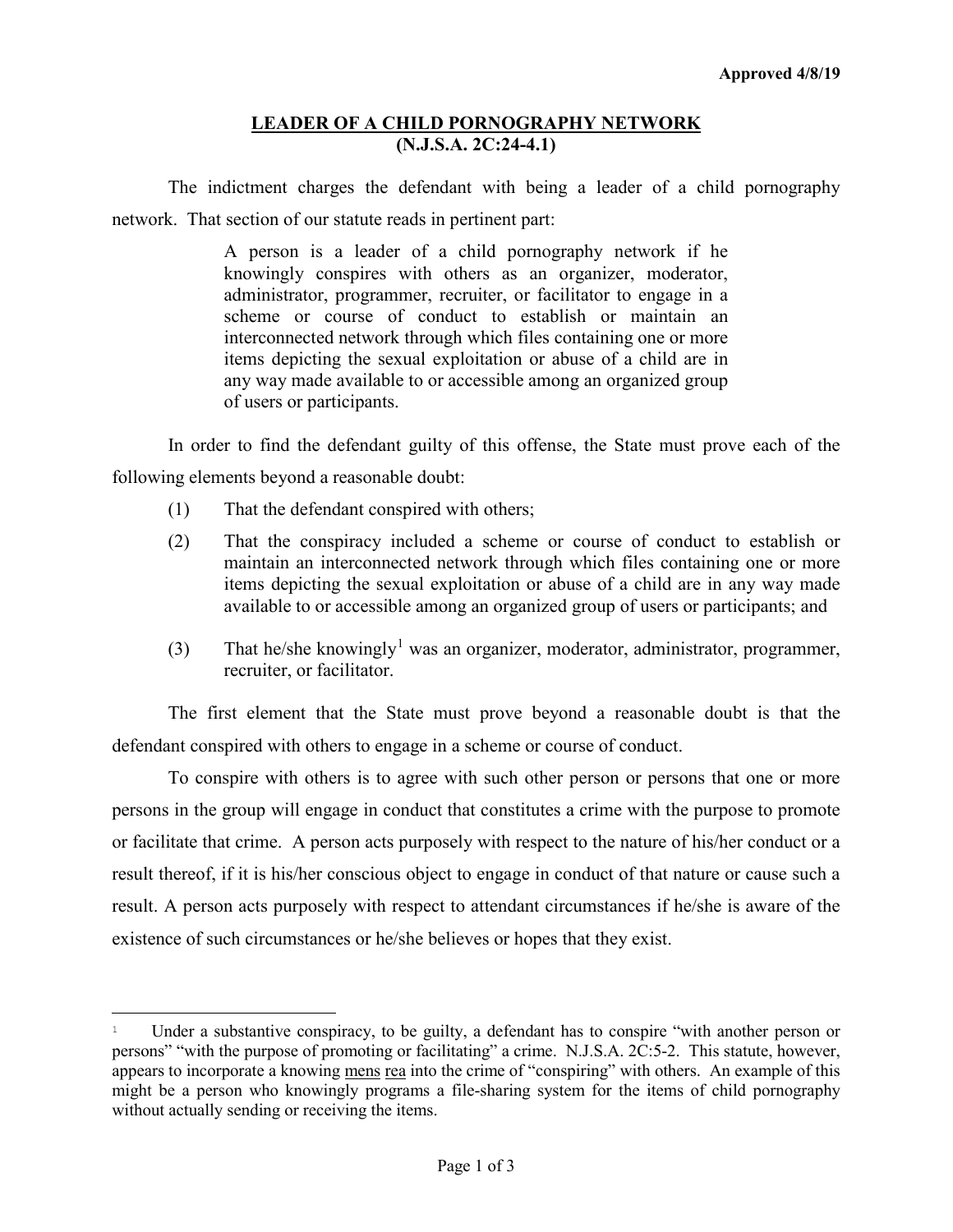Approved 4/8/19

# LEADER OF A CHILD PORNOGRAPHY NETWORK (N.J.S.A. 2C:24-4.1)

The indictment charges the defendant with being a leader of a child pornography network. That section of our statute reads in pertinent part:

> A person is a leader of a child pornography network if he knowingly conspires with others as an organizer, moderator, administrator, programmer, recruiter, or facilitator to engage in a scheme or course of conduct to establish or maintain an interconnected network through which files containing one or more items depicting the sexual exploitation or abuse of a child are in any way made available to or accessible among an organized group of users or participants.

In order to find the defendant guilty of this offense, the State must prove each of the following elements beyond a reasonable doubt:

(1) That the defendant conspired with others;

(2) That the conspiracy included a scheme or course of conduct to establish or maintain an interconnected network through which files containing one or more items depicting the sexual exploitation or abuse of a child are in any way made available to or accessible among an organized group of users or participants; and

(3) That he/she knowingly[1] was an organizer, moderator, administrator, programmer, recruiter, or facilitator.

The first element that the State must prove beyond a reasonable doubt is that the defendant conspired with others to engage in a scheme or course of conduct.

To conspire with others is to agree with such other person or persons that one or more persons in the group will engage in conduct that constitutes a crime with the purpose to promote or facilitate that crime. A person acts purposely with respect to the nature of his/her conduct or a result thereof, if it is his/her conscious object to engage in conduct of that nature or cause such a result. A person acts purposely with respect to attendant circumstances if he/she is aware of the existence of such circumstances or he/she believes or hopes that they exist.

---

[1] Under a substantive conspiracy, to be guilty, a defendant has to conspire "with another person or persons" "with the purpose of promoting or facilitating" a crime. N.J.S.A. 2C:5-2. This statute, however, appears to incorporate a knowing mens rea into the crime of "conspiring" with others. An example of this might be a person who knowingly programs a file-sharing system for the items of child pornography without actually sending or receiving the items.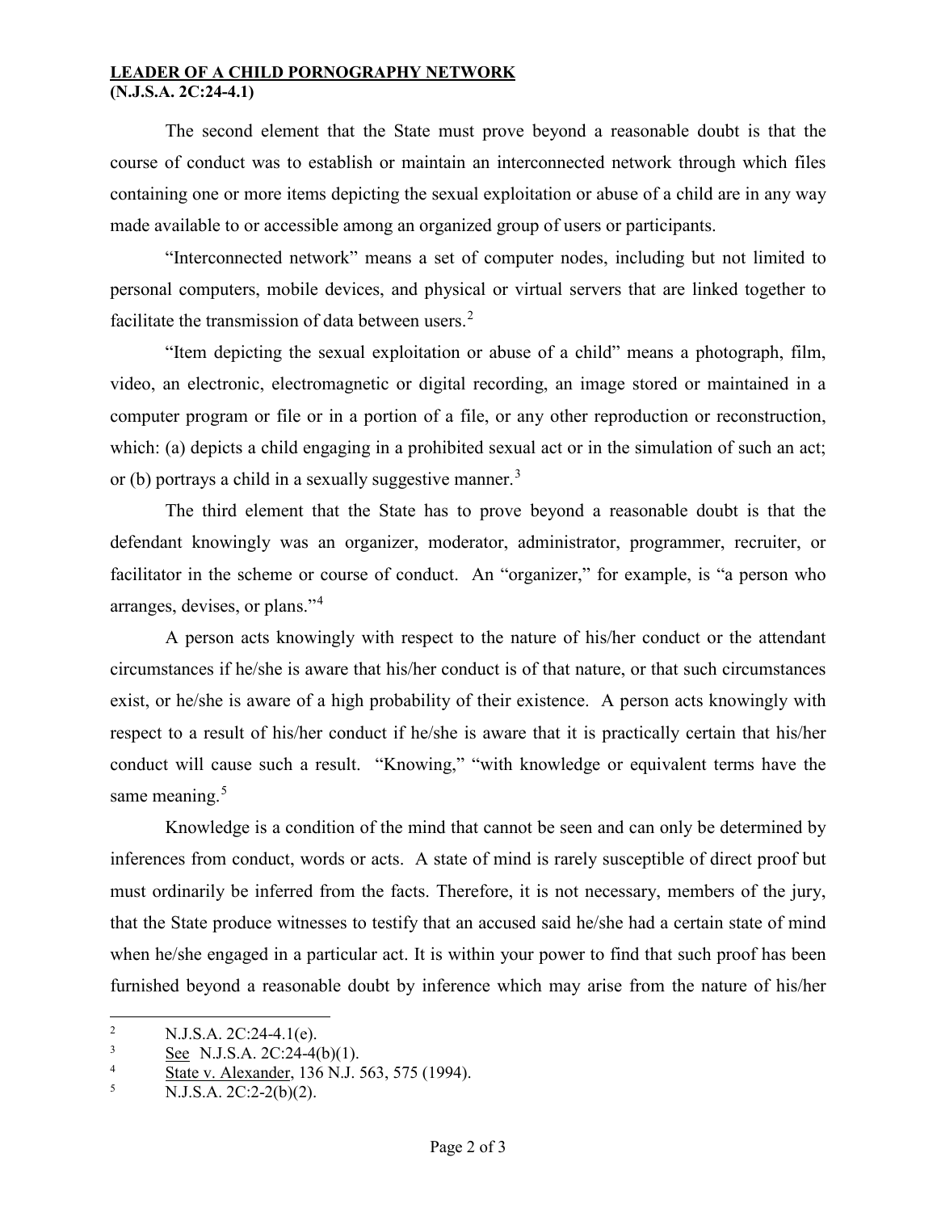**LEADER OF A CHILD PORNOGRAPHY NETWORK**
**(N.J.S.A. 2C:24-4.1)**

The second element that the State must prove beyond a reasonable doubt is that the course of conduct was to establish or maintain an interconnected network through which files containing one or more items depicting the sexual exploitation or abuse of a child are in any way made available to or accessible among an organized group of users or participants.

"Interconnected network" means a set of computer nodes, including but not limited to personal computers, mobile devices, and physical or virtual servers that are linked together to facilitate the transmission of data between users.[2]

"Item depicting the sexual exploitation or abuse of a child" means a photograph, film, video, an electronic, electromagnetic or digital recording, an image stored or maintained in a computer program or file or in a portion of a file, or any other reproduction or reconstruction, which: (a) depicts a child engaging in a prohibited sexual act or in the simulation of such an act; or (b) portrays a child in a sexually suggestive manner.[3]

The third element that the State has to prove beyond a reasonable doubt is that the defendant knowingly was an organizer, moderator, administrator, programmer, recruiter, or facilitator in the scheme or course of conduct. An "organizer," for example, is "a person who arranges, devises, or plans."[4]

A person acts knowingly with respect to the nature of his/her conduct or the attendant circumstances if he/she is aware that his/her conduct is of that nature, or that such circumstances exist, or he/she is aware of a high probability of their existence. A person acts knowingly with respect to a result of his/her conduct if he/she is aware that it is practically certain that his/her conduct will cause such a result. "Knowing," "with knowledge or equivalent terms have the same meaning.[5]

Knowledge is a condition of the mind that cannot be seen and can only be determined by inferences from conduct, words or acts. A state of mind is rarely susceptible of direct proof but must ordinarily be inferred from the facts. Therefore, it is not necessary, members of the jury, that the State produce witnesses to testify that an accused said he/she had a certain state of mind when he/she engaged in a particular act. It is within your power to find that such proof has been furnished beyond a reasonable doubt by inference which may arise from the nature of his/her

---

[2] N.J.S.A. 2C:24-4.1(e).

[3] See N.J.S.A. 2C:24-4(b)(1).

[4] State v. Alexander, 136 N.J. 563, 575 (1994).

[5] N.J.S.A. 2C:2-2(b)(2).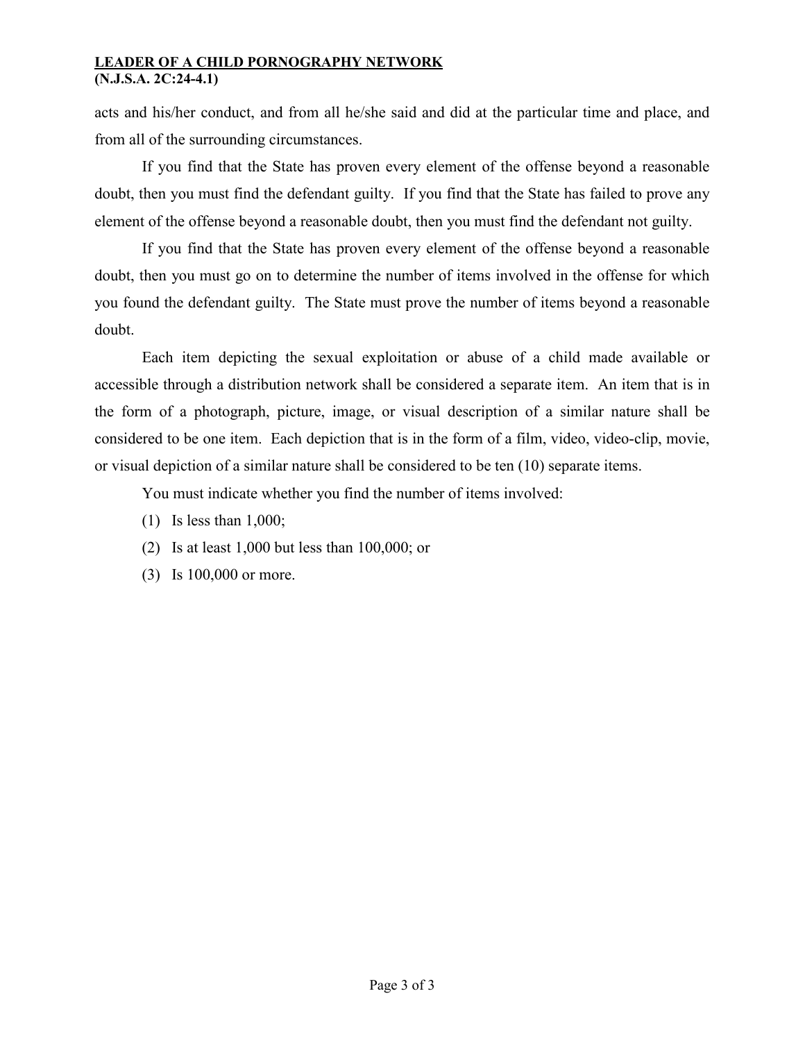acts and his/her conduct, and from all he/she said and did at the particular time and place, and from all of the surrounding circumstances.

If you find that the State has proven every element of the offense beyond a reasonable doubt, then you must find the defendant guilty. If you find that the State has failed to prove any element of the offense beyond a reasonable doubt, then you must find the defendant not guilty.

If you find that the State has proven every element of the offense beyond a reasonable doubt, then you must go on to determine the number of items involved in the offense for which you found the defendant guilty. The State must prove the number of items beyond a reasonable doubt.

Each item depicting the sexual exploitation or abuse of a child made available or accessible through a distribution network shall be considered a separate item. An item that is in the form of a photograph, picture, image, or visual description of a similar nature shall be considered to be one item. Each depiction that is in the form of a film, video, video-clip, movie, or visual depiction of a similar nature shall be considered to be ten (10) separate items.

You must indicate whether you find the number of items involved:

(1) Is less than 1,000;

(2) Is at least 1,000 but less than 100,000; or

(3) Is 100,000 or more.